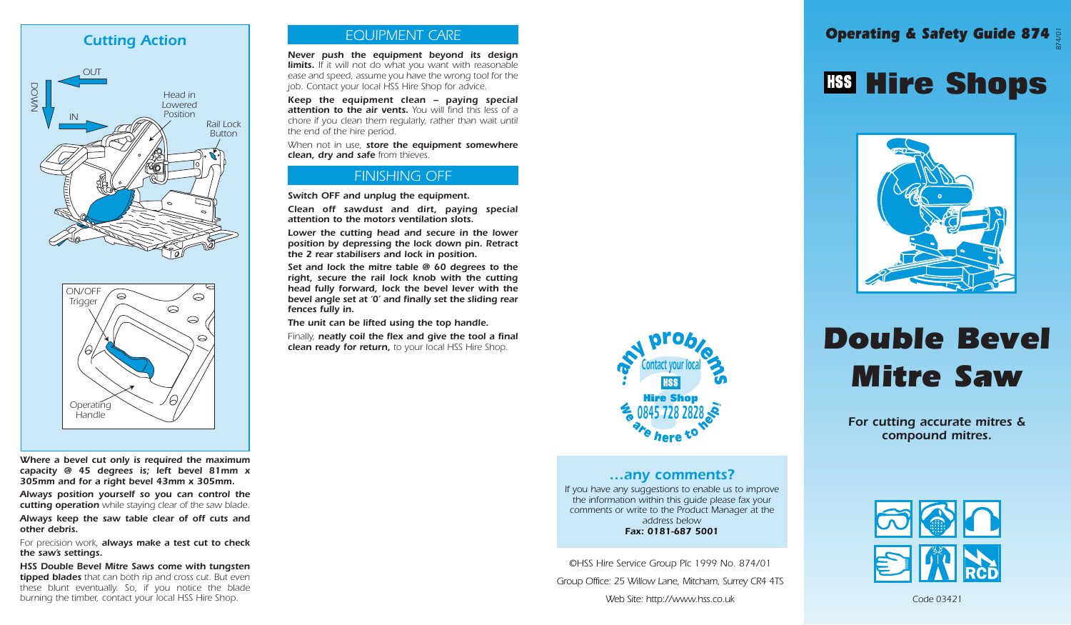## Cutting Action

OUT

DOWN

IN

Head in Lowered Position

Rail Lock Button

ON/OFF Trigger

Operating Handle

**Where a bevel cut only is required the maximum capacity @ 45 degrees is; left bevel 81mm x 305mm and for a right bevel 43mm x 305mm.**

**Always position yourself so you can control the cutting operation** while staying clear of the saw blade.

**Always keep the saw table clear of off cuts and other debris.**

For precision work, **always make a test cut to check the saw's settings.**

**HSS Double Bevel Mitre Saws come with tungsten tipped blades** that can both rip and cross cut. But even these blunt eventually. So, if you notice the blade burning the timber, contact your local HSS Hire Shop.

## EQUIPMENT CARE

**Never push the equipment beyond its design limits.** If it will not do what you want with reasonable ease and speed, assume you have the wrong tool for the job. Contact your local HSS Hire Shop for advice.

**Keep the equipment clean – paying special attention to the air vents.** You will find this less of a chore if you clean them regularly, rather than wait until the end of the hire period.

When not in use, **store the equipment somewhere clean, dry and safe** from thieves.

## FINISHING OFF

**Switch OFF and unplug the equipment.**

**Clean off sawdust and dirt, paying special attention to the motors ventilation slots.**

**Lower the cutting head and secure in the lower position by depressing the lock down pin. Retract the 2 rear stabilisers and lock in position.**

**Set and lock the mitre table @ 60 degrees to the right, secure the rail lock knob with the cutting head fully forward, lock the bevel lever with the bevel angle set at '0' and finally set the sliding rear fences fully in.**

**The unit can be lifted using the top handle.**

Finally, **neatly coil the flex and give the tool a final clean ready for return,** to your local HSS Hire Shop.

...any problems Contact your local HSS Hire Shop 0845 728 2828 We are here to help!

### ...any comments?

If you have any suggestions to enable us to improve the information within this guide please fax your comments or write to the Product Manager at the address below

**Fax: 0181-687 5001**

©HSS Hire Service Group Plc 1999 No. 874/01

Group Office: 25 Willow Lane, Mitcham, Surrey CR4 4TS

Web Site: http://www.hss.co.uk

**Operating & Safety Guide 874**

874/01

# HSS Hire Shops

# Double Bevel Mitre Saw

**For cutting accurate mitres & compound mitres.**

RCD

Code 03421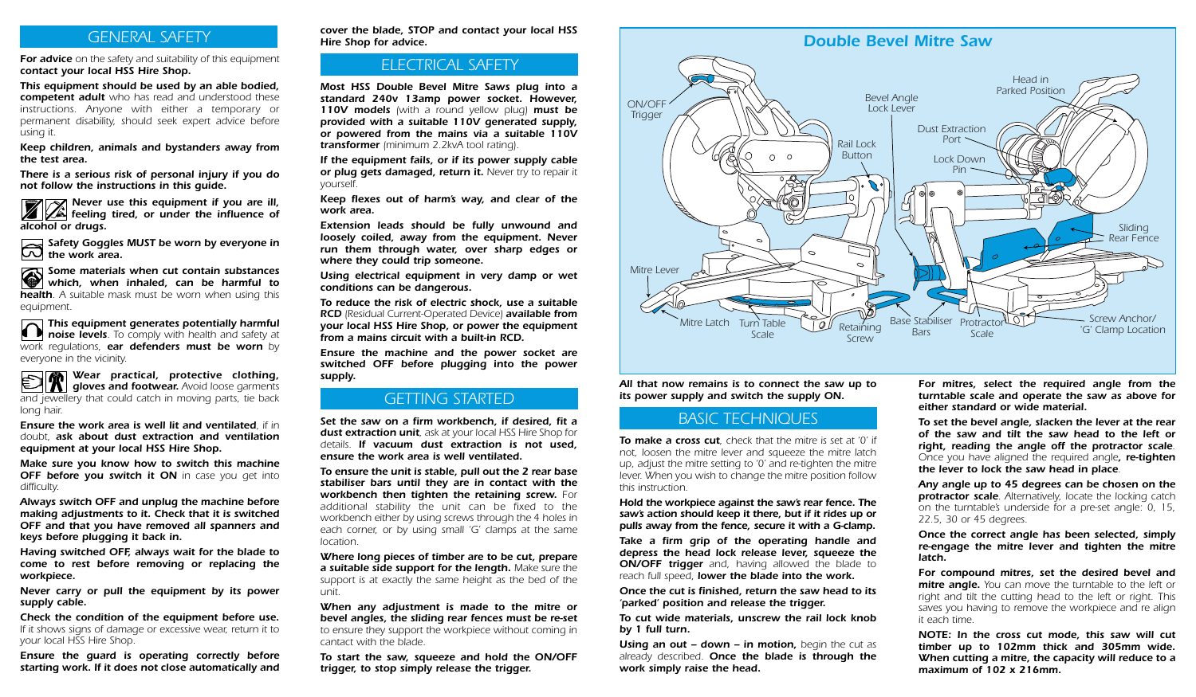## GENERAL SAFETY

**For advice** on the safety and suitability of this equipment **contact your local HSS Hire Shop.**

**This equipment should be used by an able bodied, competent adult** who has read and understood these instructions. Anyone with either a temporary or permanent disability, should seek expert advice before using it.

**Keep children, animals and bystanders away from the test area.**

**There is a serious risk of personal injury if you do not follow the instructions in this guide.**

**Never use this equipment if you are ill, feeling tired, or under the influence of alcohol or drugs.**

**Safety Goggles MUST be worn by everyone in the work area.**

**Some materials when cut contain substances which, when inhaled, can be harmful to health**. A suitable mask must be worn when using this equipment.

**This equipment generates potentially harmful noise levels**. To comply with health and safety at work regulations, **ear defenders must be worn** by everyone in the vicinity.

**Wear practical, protective clothing, gloves and footwear.** Avoid loose garments and jewellery that could catch in moving parts, tie back long hair.

**Ensure the work area is well lit and ventilated**, if in doubt, **ask about dust extraction and ventilation equipment at your local HSS Hire Shop.**

**Make sure you know how to switch this machine OFF before you switch it ON** in case you get into difficulty.

**Always switch OFF and unplug the machine before making adjustments to it. Check that it is switched OFF and that you have removed all spanners and keys before plugging it back in.**

**Having switched OFF, always wait for the blade to come to rest before removing or replacing the workpiece.**

**Never carry or pull the equipment by its power supply cable.**

**Check the condition of the equipment before use.** If it shows signs of damage or excessive wear, return it to your local HSS Hire Shop.

**Ensure the guard is operating correctly before starting work. If it does not close automatically and cover the blade, STOP and contact your local HSS Hire Shop for advice.**

## ELECTRICAL SAFETY

**Most HSS Double Bevel Mitre Saws plug into a standard 240v 13amp power socket. However, 110V models** (with a round yellow plug) **must be provided with a suitable 110V generated supply, or powered from the mains via a suitable 110V transformer** (minimum 2.2kVA tool rating).

**If the equipment fails, or if its power supply cable or plug gets damaged, return it.** Never try to repair it yourself.

**Keep flexes out of harm's way, and clear of the work area.**

**Extension leads should be fully unwound and loosely coiled, away from the equipment. Never run them through water, over sharp edges or where they could trip someone.**

**Using electrical equipment in very damp or wet conditions can be dangerous.**

**To reduce the risk of electric shock, use a suitable RCD** (Residual Current-Operated Device) **available from your local HSS Hire Shop, or power the equipment from a mains circuit with a built-in RCD.**

**Ensure the machine and the power socket are switched OFF before plugging into the power supply.**

## GETTING STARTED

**Set the saw on a firm workbench, if desired, fit a dust extraction unit**, ask at your local HSS Hire Shop for details. **If vacuum dust extraction is not used, ensure the work area is well ventilated.**

**To ensure the unit is stable, pull out the 2 rear base stabiliser bars until they are in contact with the workbench then tighten the retaining screw.** For additional stability the unit can be fixed to the workbench either by using screws through the 4 holes in each corner, or by using small 'G' clamps at the same location.

**Where long pieces of timber are to be cut, prepare a suitable side support for the length.** Make sure the support is at exactly the same height as the bed of the unit.

**When any adjustment is made to the mitre or bevel angles, the sliding rear fences must be re-set** to ensure they support the workpiece without coming in cantact with the blade.

**To start the saw, squeeze and hold the ON/OFF trigger, to stop simply release the trigger.**

## Double Bevel Mitre Saw

ON/OFF Trigger
Bevel Angle Lock Lever
Head in Parked Position
Dust Extraction Port
Rail Lock Button
Lock Down Pin
Sliding Rear Fence
Mitre Lever
Mitre Latch
Turn Table Scale
Retaining Screw
Base Stabiliser Bars
Protractor Scale
Screw Anchor/ 'G' Clamp Location

**All that now remains is to connect the saw up to its power supply and switch the supply ON.**

## BASIC TECHNIQUES

**To make a cross cut**, check that the mitre is set at '0' if not, loosen the mitre lever and squeeze the mitre latch up, adjust the mitre setting to '0' and re-tighten the mitre lever. When you wish to change the mitre position follow this instruction.

**Hold the workpiece against the saw's rear fence. The saw's action should keep it there, but if it rides up or pulls away from the fence, secure it with a G-clamp.**

**Take a firm grip of the operating handle and depress the head lock release lever, squeeze the ON/OFF trigger** and, having allowed the blade to reach full speed, **lower the blade into the work.**

**Once the cut is finished, return the saw head to its 'parked' position and release the trigger.**

**To cut wide materials, unscrew the rail lock knob by 1 full turn.**

**Using an out – down – in motion,** begin the cut as already described. **Once the blade is through the work simply raise the head.**

**For mitres, select the required angle from the turntable scale and operate the saw as above for either standard or wide material.**

**To set the bevel angle, slacken the lever at the rear of the saw and tilt the saw head to the left or right, reading the angle off the protractor scale**. Once you have aligned the required angle**, re-tighten the lever to lock the saw head in place**.

**Any angle up to 45 degrees can be chosen on the protractor scale**. Alternatively, locate the locking catch on the turntable's underside for a pre-set angle: 0, 15, 22.5, 30 or 45 degrees.

**Once the correct angle has been selected, simply re-engage the mitre lever and tighten the mitre latch.**

**For compound mitres, set the desired bevel and mitre angle.** You can move the turntable to the left or right and tilt the cutting head to the left or right. This saves you having to remove the workpiece and re align it each time.

**NOTE: In the cross cut mode, this saw will cut timber up to 102mm thick and 305mm wide. When cutting a mitre, the capacity will reduce to a maximum of 102 x 216mm.**